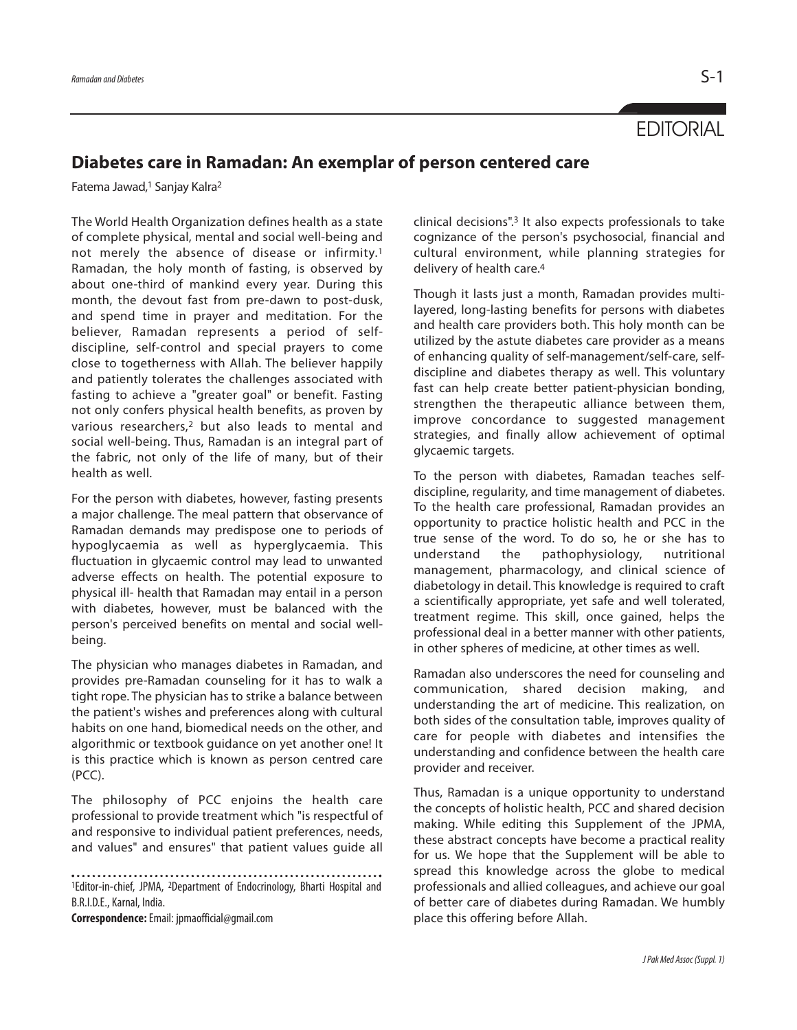EDITORIAL

# Diabetes care in Ramadan: An exemplar of person centered care

Fatema Jawad,[1] Sanjay Kalra[2]

The World Health Organization defines health as a state of complete physical, mental and social well-being and not merely the absence of disease or infirmity.[1] Ramadan, the holy month of fasting, is observed by about one-third of mankind every year. During this month, the devout fast from pre-dawn to post-dusk, and spend time in prayer and meditation. For the believer, Ramadan represents a period of self-discipline, self-control and special prayers to come close to togetherness with Allah. The believer happily and patiently tolerates the challenges associated with fasting to achieve a "greater goal" or benefit. Fasting not only confers physical health benefits, as proven by various researchers,[2] but also leads to mental and social well-being. Thus, Ramadan is an integral part of the fabric, not only of the life of many, but of their health as well.

For the person with diabetes, however, fasting presents a major challenge. The meal pattern that observance of Ramadan demands may predispose one to periods of hypoglycaemia as well as hyperglycaemia. This fluctuation in glycaemic control may lead to unwanted adverse effects on health. The potential exposure to physical ill- health that Ramadan may entail in a person with diabetes, however, must be balanced with the person's perceived benefits on mental and social well-being.

The physician who manages diabetes in Ramadan, and provides pre-Ramadan counseling for it has to walk a tight rope. The physician has to strike a balance between the patient's wishes and preferences along with cultural habits on one hand, biomedical needs on the other, and algorithmic or textbook guidance on yet another one! It is this practice which is known as person centred care (PCC).

The philosophy of PCC enjoins the health care professional to provide treatment which "is respectful of and responsive to individual patient preferences, needs, and values" and ensures" that patient values guide all clinical decisions".[3] It also expects professionals to take cognizance of the person's psychosocial, financial and cultural environment, while planning strategies for delivery of health care.[4]

Though it lasts just a month, Ramadan provides multi-layered, long-lasting benefits for persons with diabetes and health care providers both. This holy month can be utilized by the astute diabetes care provider as a means of enhancing quality of self-management/self-care, self-discipline and diabetes therapy as well. This voluntary fast can help create better patient-physician bonding, strengthen the therapeutic alliance between them, improve concordance to suggested management strategies, and finally allow achievement of optimal glycaemic targets.

To the person with diabetes, Ramadan teaches self-discipline, regularity, and time management of diabetes. To the health care professional, Ramadan provides an opportunity to practice holistic health and PCC in the true sense of the word. To do so, he or she has to understand the pathophysiology, nutritional management, pharmacology, and clinical science of diabetology in detail. This knowledge is required to craft a scientifically appropriate, yet safe and well tolerated, treatment regime. This skill, once gained, helps the professional deal in a better manner with other patients, in other spheres of medicine, at other times as well.

Ramadan also underscores the need for counseling and communication, shared decision making, and understanding the art of medicine. This realization, on both sides of the consultation table, improves quality of care for people with diabetes and intensifies the understanding and confidence between the health care provider and receiver.

Thus, Ramadan is a unique opportunity to understand the concepts of holistic health, PCC and shared decision making. While editing this Supplement of the JPMA, these abstract concepts have become a practical reality for us. We hope that the Supplement will be able to spread this knowledge across the globe to medical professionals and allied colleagues, and achieve our goal of better care of diabetes during Ramadan. We humbly place this offering before Allah.

---

[1]Editor-in-chief, JPMA, [2]Department of Endocrinology, Bharti Hospital and B.R.I.D.E., Karnal, India.

**Correspondence:** Email: jpmaofficial@gmail.com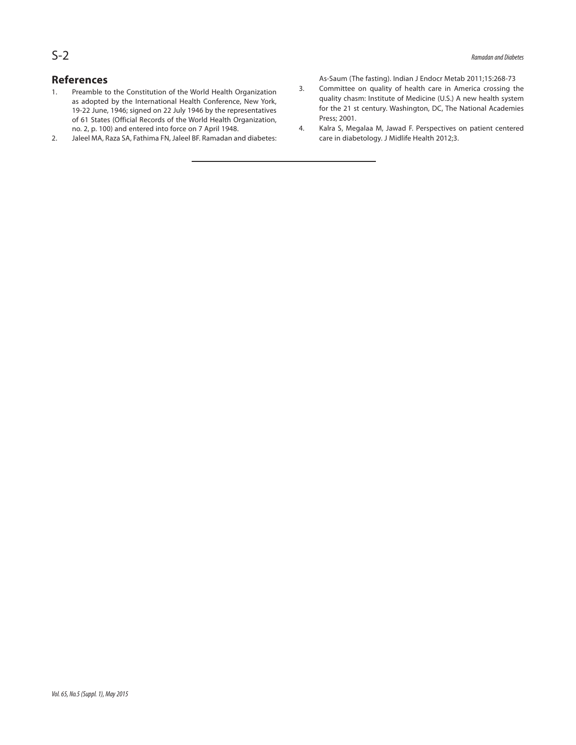## References

1. Preamble to the Constitution of the World Health Organization as adopted by the International Health Conference, New York, 19-22 June, 1946; signed on 22 July 1946 by the representatives of 61 States (Official Records of the World Health Organization, no. 2, p. 100) and entered into force on 7 April 1948.
2. Jaleel MA, Raza SA, Fathima FN, Jaleel BF. Ramadan and diabetes: As-Saum (The fasting). Indian J Endocr Metab 2011;15:268-73
3. Committee on quality of health care in America crossing the quality chasm: Institute of Medicine (U.S.) A new health system for the 21 st century. Washington, DC, The National Academies Press; 2001.
4. Kalra S, Megalaa M, Jawad F. Perspectives on patient centered care in diabetology. J Midlife Health 2012;3.